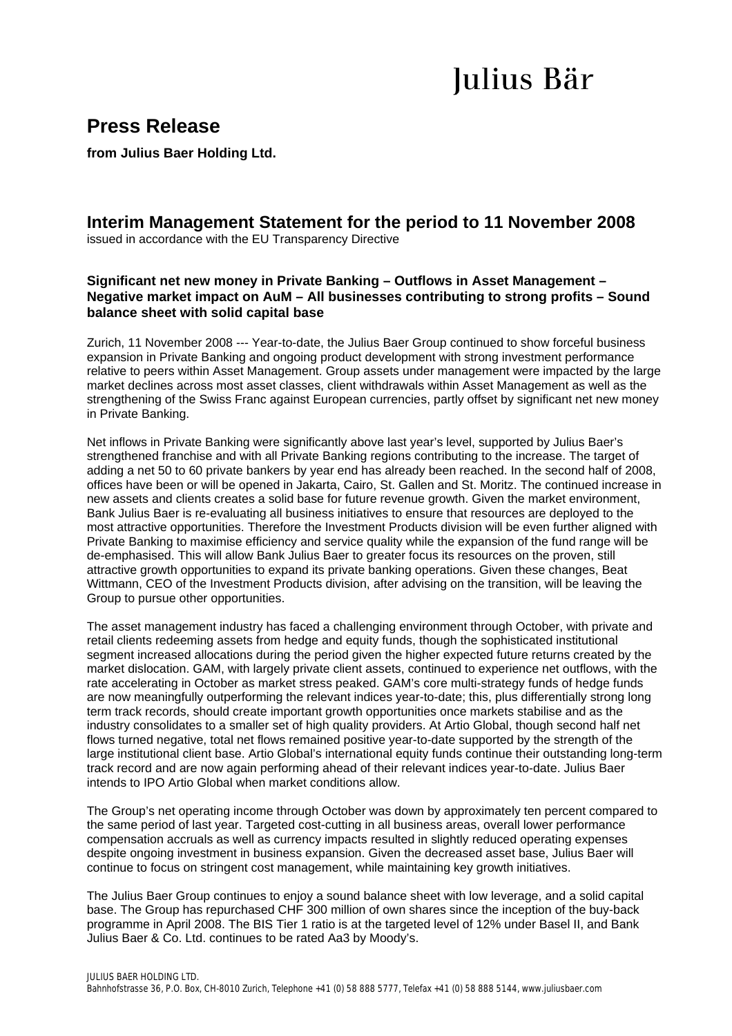Julius Bär

# Press Release

**from Julius Baer Holding Ltd.**

## Interim Management Statement for the period to 11 November 2008

issued in accordance with the EU Transparency Directive

### Significant net new money in Private Banking – Outflows in Asset Management – Negative market impact on AuM – All businesses contributing to strong profits – Sound balance sheet with solid capital base

Zurich, 11 November 2008 --- Year-to-date, the Julius Baer Group continued to show forceful business expansion in Private Banking and ongoing product development with strong investment performance relative to peers within Asset Management. Group assets under management were impacted by the large market declines across most asset classes, client withdrawals within Asset Management as well as the strengthening of the Swiss Franc against European currencies, partly offset by significant net new money in Private Banking.

Net inflows in Private Banking were significantly above last year's level, supported by Julius Baer's strengthened franchise and with all Private Banking regions contributing to the increase. The target of adding a net 50 to 60 private bankers by year end has already been reached. In the second half of 2008, offices have been or will be opened in Jakarta, Cairo, St. Gallen and St. Moritz. The continued increase in new assets and clients creates a solid base for future revenue growth. Given the market environment, Bank Julius Baer is re-evaluating all business initiatives to ensure that resources are deployed to the most attractive opportunities. Therefore the Investment Products division will be even further aligned with Private Banking to maximise efficiency and service quality while the expansion of the fund range will be de-emphasised. This will allow Bank Julius Baer to greater focus its resources on the proven, still attractive growth opportunities to expand its private banking operations. Given these changes, Beat Wittmann, CEO of the Investment Products division, after advising on the transition, will be leaving the Group to pursue other opportunities.

The asset management industry has faced a challenging environment through October, with private and retail clients redeeming assets from hedge and equity funds, though the sophisticated institutional segment increased allocations during the period given the higher expected future returns created by the market dislocation. GAM, with largely private client assets, continued to experience net outflows, with the rate accelerating in October as market stress peaked. GAM's core multi-strategy funds of hedge funds are now meaningfully outperforming the relevant indices year-to-date; this, plus differentially strong long term track records, should create important growth opportunities once markets stabilise and as the industry consolidates to a smaller set of high quality providers. At Artio Global, though second half net flows turned negative, total net flows remained positive year-to-date supported by the strength of the large institutional client base. Artio Global's international equity funds continue their outstanding long-term track record and are now again performing ahead of their relevant indices year-to-date. Julius Baer intends to IPO Artio Global when market conditions allow.

The Group's net operating income through October was down by approximately ten percent compared to the same period of last year. Targeted cost-cutting in all business areas, overall lower performance compensation accruals as well as currency impacts resulted in slightly reduced operating expenses despite ongoing investment in business expansion. Given the decreased asset base, Julius Baer will continue to focus on stringent cost management, while maintaining key growth initiatives.

The Julius Baer Group continues to enjoy a sound balance sheet with low leverage, and a solid capital base. The Group has repurchased CHF 300 million of own shares since the inception of the buy-back programme in April 2008. The BIS Tier 1 ratio is at the targeted level of 12% under Basel II, and Bank Julius Baer & Co. Ltd. continues to be rated Aa3 by Moody's.

JULIUS BAER HOLDING LTD.
Bahnhofstrasse 36, P.O. Box, CH-8010 Zurich, Telephone +41 (0) 58 888 5777, Telefax +41 (0) 58 888 5144, www.juliusbaer.com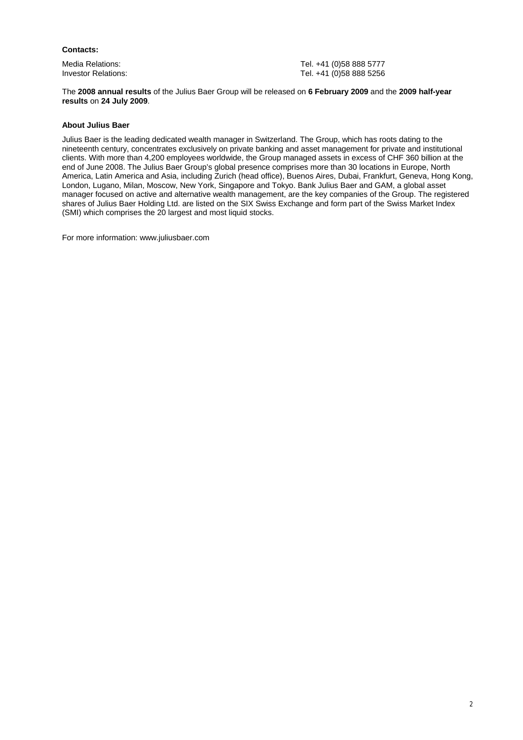**Contacts:**

| | |
|---|---|
| Media Relations: | Tel. +41 (0)58 888 5777 |
| Investor Relations: | Tel. +41 (0)58 888 5256 |

The **2008 annual results** of the Julius Baer Group will be released on **6 February 2009** and the **2009 half-year results** on **24 July 2009**.

**About Julius Baer**

Julius Baer is the leading dedicated wealth manager in Switzerland. The Group, which has roots dating to the nineteenth century, concentrates exclusively on private banking and asset management for private and institutional clients. With more than 4,200 employees worldwide, the Group managed assets in excess of CHF 360 billion at the end of June 2008. The Julius Baer Group's global presence comprises more than 30 locations in Europe, North America, Latin America and Asia, including Zurich (head office), Buenos Aires, Dubai, Frankfurt, Geneva, Hong Kong, London, Lugano, Milan, Moscow, New York, Singapore and Tokyo. Bank Julius Baer and GAM, a global asset manager focused on active and alternative wealth management, are the key companies of the Group. The registered shares of Julius Baer Holding Ltd. are listed on the SIX Swiss Exchange and form part of the Swiss Market Index (SMI) which comprises the 20 largest and most liquid stocks.

For more information: www.juliusbaer.com